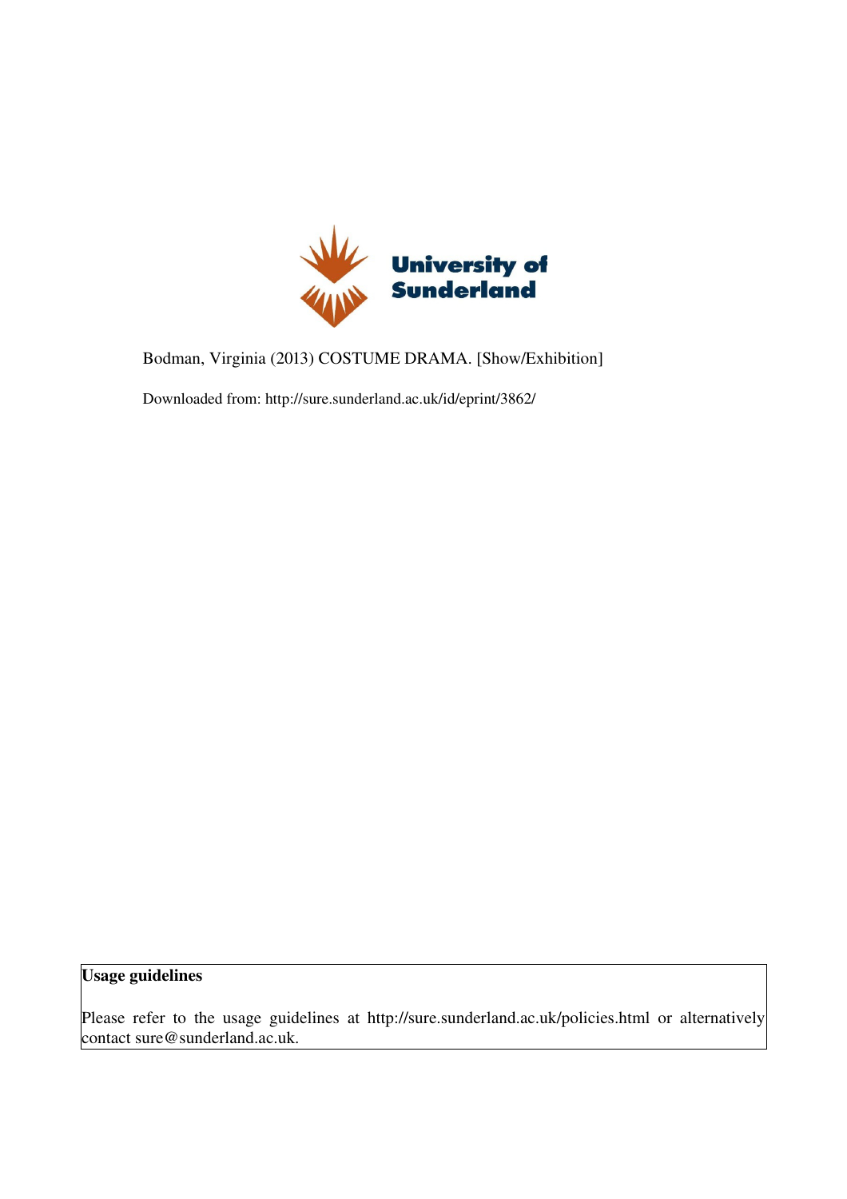University of Sunderland

Bodman, Virginia (2013) COSTUME DRAMA. [Show/Exhibition]

Downloaded from: http://sure.sunderland.ac.uk/id/eprint/3862/

**Usage guidelines**

Please refer to the usage guidelines at http://sure.sunderland.ac.uk/policies.html or alternatively contact sure@sunderland.ac.uk.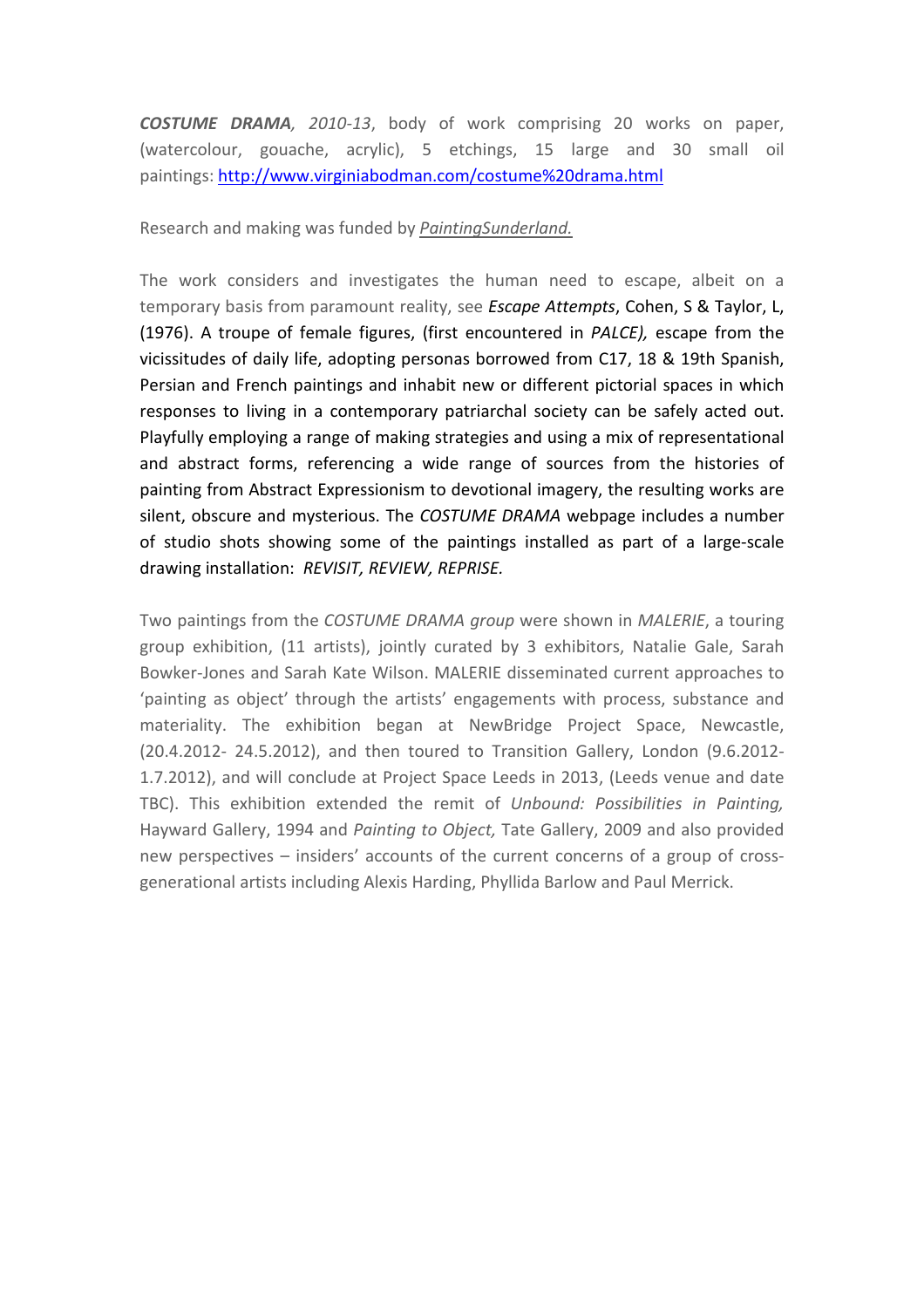***COSTUME DRAMA**, 2010-13*, body of work comprising 20 works on paper, (watercolour, gouache, acrylic), 5 etchings, 15 large and 30 small oil paintings: http://www.virginiabodman.com/costume%20drama.html

Research and making was funded by *PaintingSunderland.*

The work considers and investigates the human need to escape, albeit on a temporary basis from paramount reality, see ***Escape Attempts***, Cohen, S & Taylor, L, (1976). A troupe of female figures, (first encountered in *PALCE),* escape from the vicissitudes of daily life, adopting personas borrowed from C17, 18 & 19th Spanish, Persian and French paintings and inhabit new or different pictorial spaces in which responses to living in a contemporary patriarchal society can be safely acted out. Playfully employing a range of making strategies and using a mix of representational and abstract forms, referencing a wide range of sources from the histories of painting from Abstract Expressionism to devotional imagery, the resulting works are silent, obscure and mysterious. The *COSTUME DRAMA* webpage includes a number of studio shots showing some of the paintings installed as part of a large-scale drawing installation: *REVISIT, REVIEW, REPRISE.*

Two paintings from the *COSTUME DRAMA group* were shown in *MALERIE*, a touring group exhibition, (11 artists), jointly curated by 3 exhibitors, Natalie Gale, Sarah Bowker-Jones and Sarah Kate Wilson. MALERIE disseminated current approaches to 'painting as object' through the artists' engagements with process, substance and materiality. The exhibition began at NewBridge Project Space, Newcastle, (20.4.2012- 24.5.2012), and then toured to Transition Gallery, London (9.6.2012-1.7.2012), and will conclude at Project Space Leeds in 2013, (Leeds venue and date TBC). This exhibition extended the remit of *Unbound: Possibilities in Painting,* Hayward Gallery, 1994 and *Painting to Object,* Tate Gallery, 2009 and also provided new perspectives – insiders' accounts of the current concerns of a group of cross-generational artists including Alexis Harding, Phyllida Barlow and Paul Merrick.